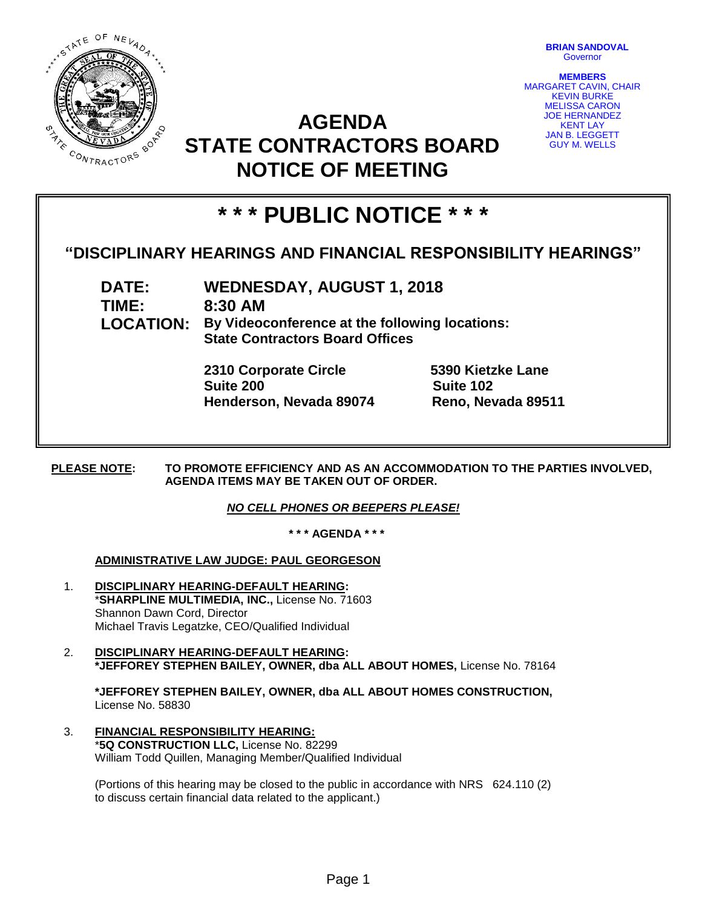BRIAN SANDOVAL
Governor

MEMBERS
MARGARET CAVIN, CHAIR
KEVIN BURKE
MELISSA CARON
JOE HERNANDEZ
KENT LAY
JAN B. LEGGETT
GUY M. WELLS

# AGENDA
# STATE CONTRACTORS BOARD
# NOTICE OF MEETING

## * * * PUBLIC NOTICE * * *

### "DISCIPLINARY HEARINGS AND FINANCIAL RESPONSIBILITY HEARINGS"

**DATE:** **WEDNESDAY, AUGUST 1, 2018**
**TIME:** **8:30 AM**
**LOCATION:** **By Videoconference at the following locations:**
**State Contractors Board Offices**

**2310 Corporate Circle**
**Suite 200**
**Henderson, Nevada 89074**

**5390 Kietzke Lane**
**Suite 102**
**Reno, Nevada 89511**

**PLEASE NOTE:** **TO PROMOTE EFFICIENCY AND AS AN ACCOMMODATION TO THE PARTIES INVOLVED, AGENDA ITEMS MAY BE TAKEN OUT OF ORDER.**

***NO CELL PHONES OR BEEPERS PLEASE!***

**\* \* \* AGENDA \* \* \***

**ADMINISTRATIVE LAW JUDGE: PAUL GEORGESON**

1. **DISCIPLINARY HEARING-DEFAULT HEARING:**
   \***SHARPLINE MULTIMEDIA, INC.,** License No. 71603
   Shannon Dawn Cord, Director
   Michael Travis Legatzke, CEO/Qualified Individual

2. **DISCIPLINARY HEARING-DEFAULT HEARING:**
   **\*JEFFOREY STEPHEN BAILEY, OWNER, dba ALL ABOUT HOMES,** License No. 78164

   **\*JEFFOREY STEPHEN BAILEY, OWNER, dba ALL ABOUT HOMES CONSTRUCTION,** License No. 58830

3. **FINANCIAL RESPONSIBILITY HEARING:**
   \***5Q CONSTRUCTION LLC,** License No. 82299
   William Todd Quillen, Managing Member/Qualified Individual

   (Portions of this hearing may be closed to the public in accordance with NRS 624.110 (2) to discuss certain financial data related to the applicant.)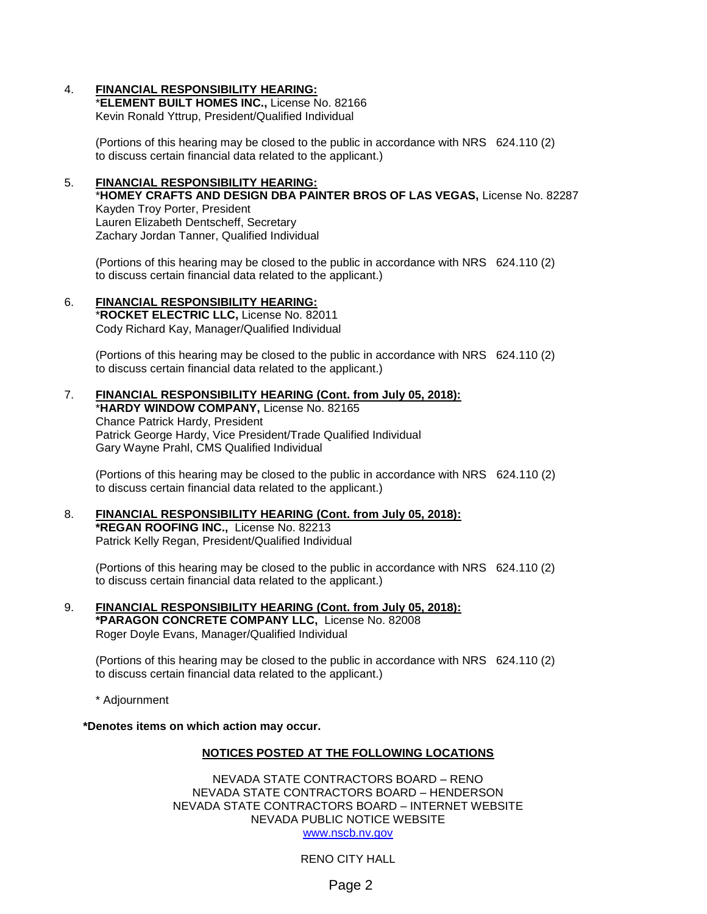4. **FINANCIAL RESPONSIBILITY HEARING:**
   ***ELEMENT BUILT HOMES INC.,** License No. 82166
   Kevin Ronald Yttrup, President/Qualified Individual

   (Portions of this hearing may be closed to the public in accordance with NRS 624.110 (2) to discuss certain financial data related to the applicant.)

5. **FINANCIAL RESPONSIBILITY HEARING:**
   ***HOMEY CRAFTS AND DESIGN DBA PAINTER BROS OF LAS VEGAS,** License No. 82287
   Kayden Troy Porter, President
   Lauren Elizabeth Dentscheff, Secretary
   Zachary Jordan Tanner, Qualified Individual

   (Portions of this hearing may be closed to the public in accordance with NRS 624.110 (2) to discuss certain financial data related to the applicant.)

6. **FINANCIAL RESPONSIBILITY HEARING:**
   ***ROCKET ELECTRIC LLC,** License No. 82011
   Cody Richard Kay, Manager/Qualified Individual

   (Portions of this hearing may be closed to the public in accordance with NRS 624.110 (2) to discuss certain financial data related to the applicant.)

7. **FINANCIAL RESPONSIBILITY HEARING (Cont. from July 05, 2018):**
   ***HARDY WINDOW COMPANY,** License No. 82165
   Chance Patrick Hardy, President
   Patrick George Hardy, Vice President/Trade Qualified Individual
   Gary Wayne Prahl, CMS Qualified Individual

   (Portions of this hearing may be closed to the public in accordance with NRS 624.110 (2) to discuss certain financial data related to the applicant.)

8. **FINANCIAL RESPONSIBILITY HEARING (Cont. from July 05, 2018):**
   ***REGAN ROOFING INC.,** License No. 82213
   Patrick Kelly Regan, President/Qualified Individual

   (Portions of this hearing may be closed to the public in accordance with NRS 624.110 (2) to discuss certain financial data related to the applicant.)

9. **FINANCIAL RESPONSIBILITY HEARING (Cont. from July 05, 2018):**
   ***PARAGON CONCRETE COMPANY LLC,** License No. 82008
   Roger Doyle Evans, Manager/Qualified Individual

   (Portions of this hearing may be closed to the public in accordance with NRS 624.110 (2) to discuss certain financial data related to the applicant.)

   * Adjournment

**\*Denotes items on which action may occur.**

**NOTICES POSTED AT THE FOLLOWING LOCATIONS**

NEVADA STATE CONTRACTORS BOARD – RENO
NEVADA STATE CONTRACTORS BOARD – HENDERSON
NEVADA STATE CONTRACTORS BOARD – INTERNET WEBSITE
NEVADA PUBLIC NOTICE WEBSITE
www.nscb.nv.gov

RENO CITY HALL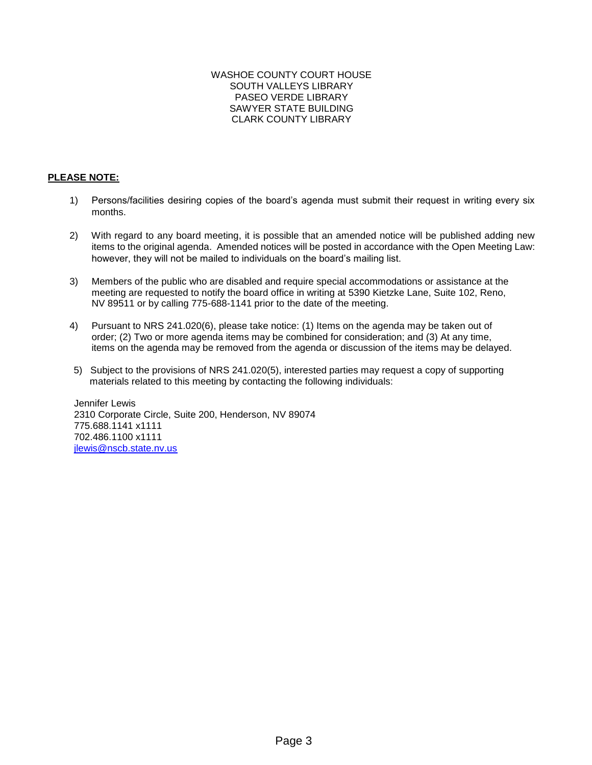WASHOE COUNTY COURT HOUSE
SOUTH VALLEYS LIBRARY
PASEO VERDE LIBRARY
SAWYER STATE BUILDING
CLARK COUNTY LIBRARY

**PLEASE NOTE:**

1) Persons/facilities desiring copies of the board's agenda must submit their request in writing every six months.

2) With regard to any board meeting, it is possible that an amended notice will be published adding new items to the original agenda. Amended notices will be posted in accordance with the Open Meeting Law: however, they will not be mailed to individuals on the board's mailing list.

3) Members of the public who are disabled and require special accommodations or assistance at the meeting are requested to notify the board office in writing at 5390 Kietzke Lane, Suite 102, Reno, NV 89511 or by calling 775-688-1141 prior to the date of the meeting.

4) Pursuant to NRS 241.020(6), please take notice: (1) Items on the agenda may be taken out of order; (2) Two or more agenda items may be combined for consideration; and (3) At any time, items on the agenda may be removed from the agenda or discussion of the items may be delayed.

5) Subject to the provisions of NRS 241.020(5), interested parties may request a copy of supporting materials related to this meeting by contacting the following individuals:

Jennifer Lewis
2310 Corporate Circle, Suite 200, Henderson, NV 89074
775.688.1141 x1111
702.486.1100 x1111
jlewis@nscb.state.nv.us